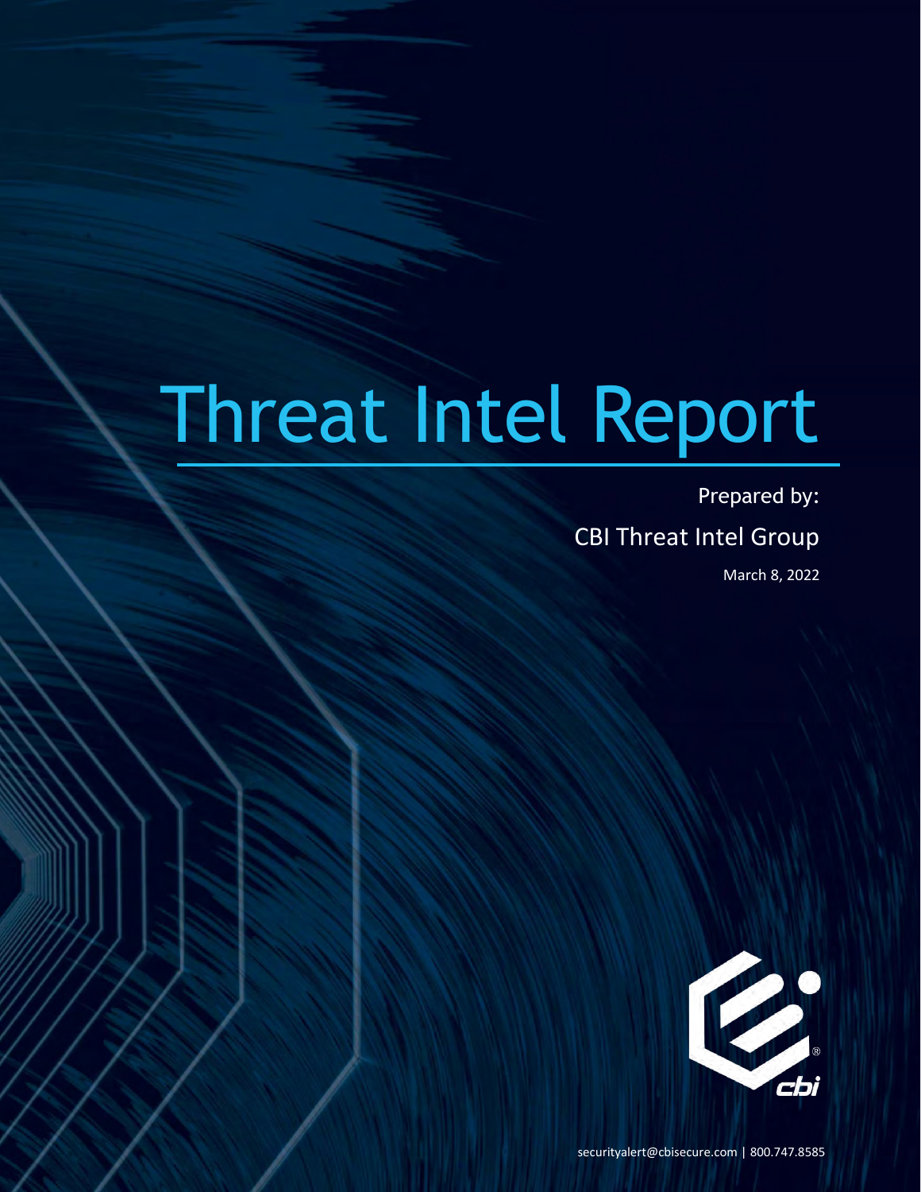# Threat Intel Report

Prepared by:

CBI Threat Intel Group

March 8, 2022

securityalert@cbisecure.com | 800.747.8585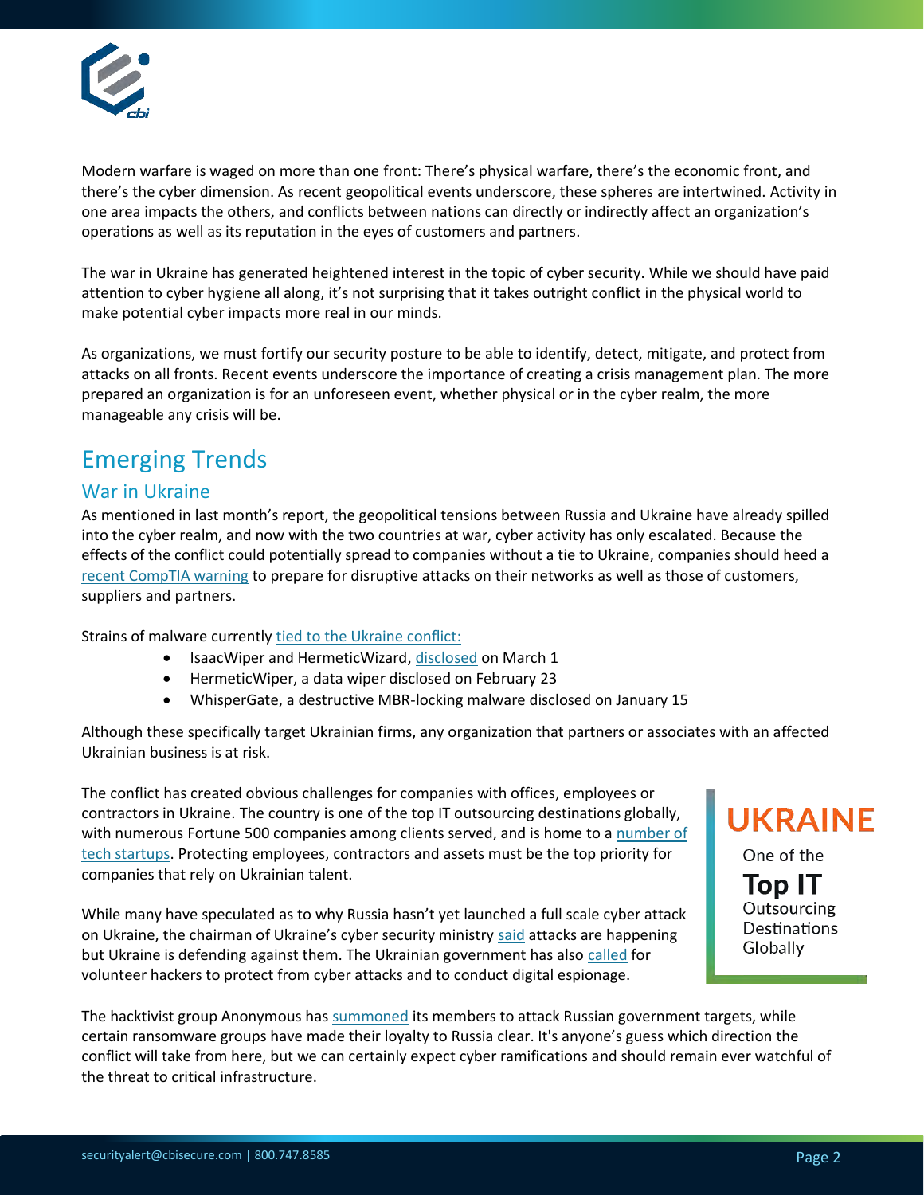Modern warfare is waged on more than one front: There's physical warfare, there's the economic front, and there's the cyber dimension. As recent geopolitical events underscore, these spheres are intertwined. Activity in one area impacts the others, and conflicts between nations can directly or indirectly affect an organization's operations as well as its reputation in the eyes of customers and partners.

The war in Ukraine has generated heightened interest in the topic of cyber security. While we should have paid attention to cyber hygiene all along, it's not surprising that it takes outright conflict in the physical world to make potential cyber impacts more real in our minds.

As organizations, we must fortify our security posture to be able to identify, detect, mitigate, and protect from attacks on all fronts. Recent events underscore the importance of creating a crisis management plan. The more prepared an organization is for an unforeseen event, whether physical or in the cyber realm, the more manageable any crisis will be.

# Emerging Trends

## War in Ukraine

As mentioned in last month's report, the geopolitical tensions between Russia and Ukraine have already spilled into the cyber realm, and now with the two countries at war, cyber activity has only escalated. Because the effects of the conflict could potentially spread to companies without a tie to Ukraine, companies should heed a recent CompTIA warning to prepare for disruptive attacks on their networks as well as those of customers, suppliers and partners.

Strains of malware currently tied to the Ukraine conflict:

- IsaacWiper and HermeticWizard, disclosed on March 1
- HermeticWiper, a data wiper disclosed on February 23
- WhisperGate, a destructive MBR-locking malware disclosed on January 15

Although these specifically target Ukrainian firms, any organization that partners or associates with an affected Ukrainian business is at risk.

The conflict has created obvious challenges for companies with offices, employees or contractors in Ukraine. The country is one of the top IT outsourcing destinations globally, with numerous Fortune 500 companies among clients served, and is home to a number of tech startups. Protecting employees, contractors and assets must be the top priority for companies that rely on Ukrainian talent.

**UKRAINE**
One of the **Top IT** Outsourcing Destinations Globally

While many have speculated as to why Russia hasn't yet launched a full scale cyber attack on Ukraine, the chairman of Ukraine's cyber security ministry said attacks are happening but Ukraine is defending against them. The Ukrainian government has also called for volunteer hackers to protect from cyber attacks and to conduct digital espionage.

The hacktivist group Anonymous has summoned its members to attack Russian government targets, while certain ransomware groups have made their loyalty to Russia clear. It's anyone's guess which direction the conflict will take from here, but we can certainly expect cyber ramifications and should remain ever watchful of the threat to critical infrastructure.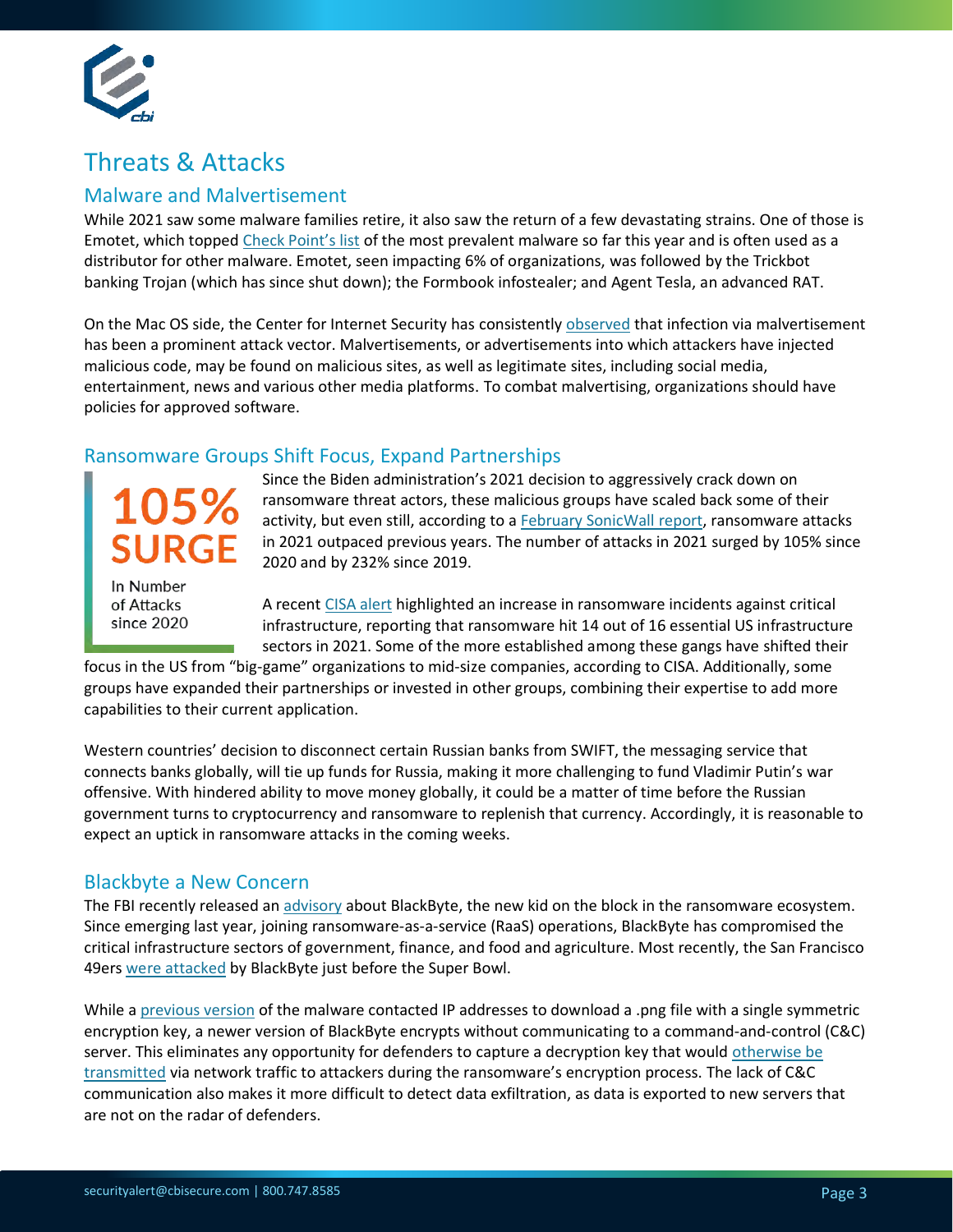# Threats & Attacks

## Malware and Malvertisement

While 2021 saw some malware families retire, it also saw the return of a few devastating strains. One of those is Emotet, which topped Check Point's list of the most prevalent malware so far this year and is often used as a distributor for other malware. Emotet, seen impacting 6% of organizations, was followed by the Trickbot banking Trojan (which has since shut down); the Formbook infostealer; and Agent Tesla, an advanced RAT.

On the Mac OS side, the Center for Internet Security has consistently observed that infection via malvertisement has been a prominent attack vector. Malvertisements, or advertisements into which attackers have injected malicious code, may be found on malicious sites, as well as legitimate sites, including social media, entertainment, news and various other media platforms. To combat malvertising, organizations should have policies for approved software.

## Ransomware Groups Shift Focus, Expand Partnerships

**105% SURGE**

In Number of Attacks since 2020

Since the Biden administration's 2021 decision to aggressively crack down on ransomware threat actors, these malicious groups have scaled back some of their activity, but even still, according to a February SonicWall report, ransomware attacks in 2021 outpaced previous years. The number of attacks in 2021 surged by 105% since 2020 and by 232% since 2019.

A recent CISA alert highlighted an increase in ransomware incidents against critical infrastructure, reporting that ransomware hit 14 out of 16 essential US infrastructure sectors in 2021. Some of the more established among these gangs have shifted their focus in the US from "big-game" organizations to mid-size companies, according to CISA. Additionally, some groups have expanded their partnerships or invested in other groups, combining their expertise to add more capabilities to their current application.

Western countries' decision to disconnect certain Russian banks from SWIFT, the messaging service that connects banks globally, will tie up funds for Russia, making it more challenging to fund Vladimir Putin's war offensive. With hindered ability to move money globally, it could be a matter of time before the Russian government turns to cryptocurrency and ransomware to replenish that currency. Accordingly, it is reasonable to expect an uptick in ransomware attacks in the coming weeks.

## Blackbyte a New Concern

The FBI recently released an advisory about BlackByte, the new kid on the block in the ransomware ecosystem. Since emerging last year, joining ransomware-as-a-service (RaaS) operations, BlackByte has compromised the critical infrastructure sectors of government, finance, and food and agriculture. Most recently, the San Francisco 49ers were attacked by BlackByte just before the Super Bowl.

While a previous version of the malware contacted IP addresses to download a .png file with a single symmetric encryption key, a newer version of BlackByte encrypts without communicating to a command-and-control (C&C) server. This eliminates any opportunity for defenders to capture a decryption key that would otherwise be transmitted via network traffic to attackers during the ransomware's encryption process. The lack of C&C communication also makes it more difficult to detect data exfiltration, as data is exported to new servers that are not on the radar of defenders.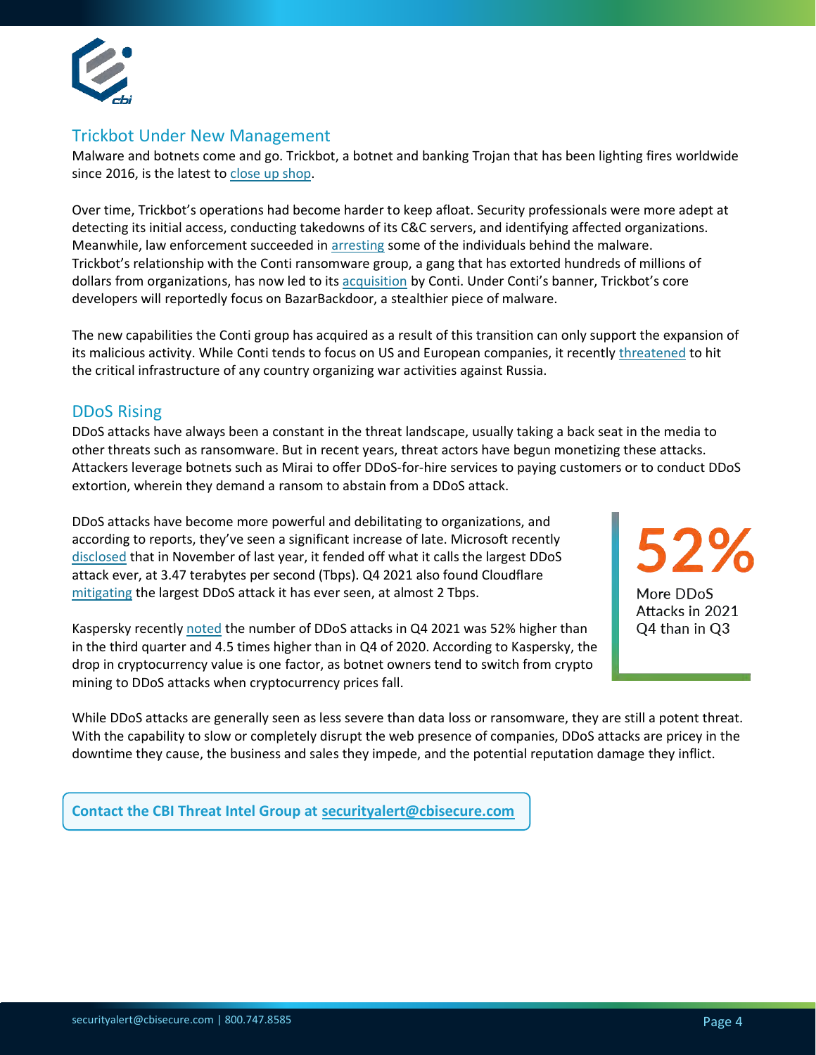## Trickbot Under New Management

Malware and botnets come and go. Trickbot, a botnet and banking Trojan that has been lighting fires worldwide since 2016, is the latest to close up shop.

Over time, Trickbot's operations had become harder to keep afloat. Security professionals were more adept at detecting its initial access, conducting takedowns of its C&C servers, and identifying affected organizations. Meanwhile, law enforcement succeeded in arresting some of the individuals behind the malware. Trickbot's relationship with the Conti ransomware group, a gang that has extorted hundreds of millions of dollars from organizations, has now led to its acquisition by Conti. Under Conti's banner, Trickbot's core developers will reportedly focus on BazarBackdoor, a stealthier piece of malware.

The new capabilities the Conti group has acquired as a result of this transition can only support the expansion of its malicious activity. While Conti tends to focus on US and European companies, it recently threatened to hit the critical infrastructure of any country organizing war activities against Russia.

## DDoS Rising

DDoS attacks have always been a constant in the threat landscape, usually taking a back seat in the media to other threats such as ransomware. But in recent years, threat actors have begun monetizing these attacks. Attackers leverage botnets such as Mirai to offer DDoS-for-hire services to paying customers or to conduct DDoS extortion, wherein they demand a ransom to abstain from a DDoS attack.

DDoS attacks have become more powerful and debilitating to organizations, and according to reports, they've seen a significant increase of late. Microsoft recently disclosed that in November of last year, it fended off what it calls the largest DDoS attack ever, at 3.47 terabytes per second (Tbps). Q4 2021 also found Cloudflare mitigating the largest DDoS attack it has ever seen, at almost 2 Tbps.

Kaspersky recently noted the number of DDoS attacks in Q4 2021 was 52% higher than in the third quarter and 4.5 times higher than in Q4 of 2020. According to Kaspersky, the drop in cryptocurrency value is one factor, as botnet owners tend to switch from crypto mining to DDoS attacks when cryptocurrency prices fall.

> **52%**
> More DDoS Attacks in 2021 Q4 than in Q3

While DDoS attacks are generally seen as less severe than data loss or ransomware, they are still a potent threat. With the capability to slow or completely disrupt the web presence of companies, DDoS attacks are pricey in the downtime they cause, the business and sales they impede, and the potential reputation damage they inflict.

**Contact the CBI Threat Intel Group at securityalert@cbisecure.com**